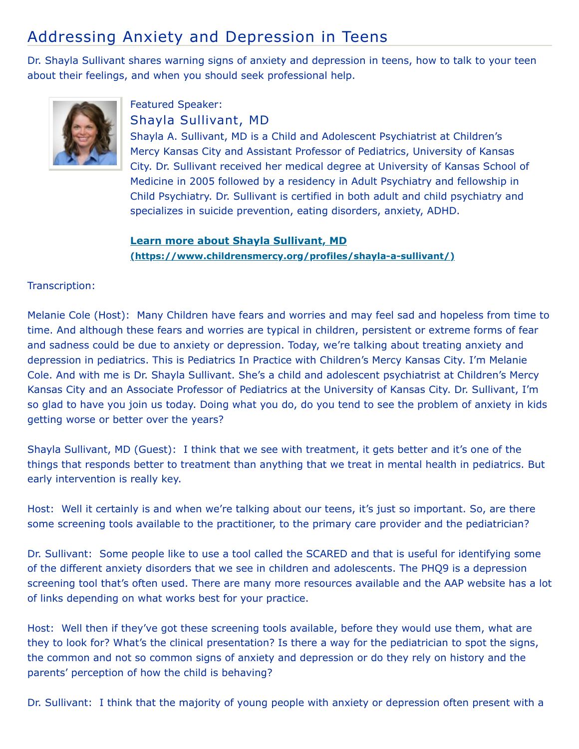# Addressing Anxiety and Depression in Teens

Dr. Shayla Sullivant shares warning signs of anxiety and depression in teens, how to talk to your teen about their feelings, and when you should seek professional help.

Featured Speaker:

## Shayla Sullivant, MD

Shayla A. Sullivant, MD is a Child and Adolescent Psychiatrist at Children's Mercy Kansas City and Assistant Professor of Pediatrics, University of Kansas City. Dr. Sullivant received her medical degree at University of Kansas School of Medicine in 2005 followed by a residency in Adult Psychiatry and fellowship in Child Psychiatry. Dr. Sullivant is certified in both adult and child psychiatry and specializes in suicide prevention, eating disorders, anxiety, ADHD.

**Learn more about Shayla Sullivant, MD (https://www.childrensmercy.org/profiles/shayla-a-sullivant/)**

Transcription:

Melanie Cole (Host): Many Children have fears and worries and may feel sad and hopeless from time to time. And although these fears and worries are typical in children, persistent or extreme forms of fear and sadness could be due to anxiety or depression. Today, we're talking about treating anxiety and depression in pediatrics. This is Pediatrics In Practice with Children's Mercy Kansas City. I'm Melanie Cole. And with me is Dr. Shayla Sullivant. She's a child and adolescent psychiatrist at Children's Mercy Kansas City and an Associate Professor of Pediatrics at the University of Kansas City. Dr. Sullivant, I'm so glad to have you join us today. Doing what you do, do you tend to see the problem of anxiety in kids getting worse or better over the years?

Shayla Sullivant, MD (Guest): I think that we see with treatment, it gets better and it's one of the things that responds better to treatment than anything that we treat in mental health in pediatrics. But early intervention is really key.

Host: Well it certainly is and when we're talking about our teens, it's just so important. So, are there some screening tools available to the practitioner, to the primary care provider and the pediatrician?

Dr. Sullivant: Some people like to use a tool called the SCARED and that is useful for identifying some of the different anxiety disorders that we see in children and adolescents. The PHQ9 is a depression screening tool that's often used. There are many more resources available and the AAP website has a lot of links depending on what works best for your practice.

Host: Well then if they've got these screening tools available, before they would use them, what are they to look for? What's the clinical presentation? Is there a way for the pediatrician to spot the signs, the common and not so common signs of anxiety and depression or do they rely on history and the parents' perception of how the child is behaving?

Dr. Sullivant: I think that the majority of young people with anxiety or depression often present with a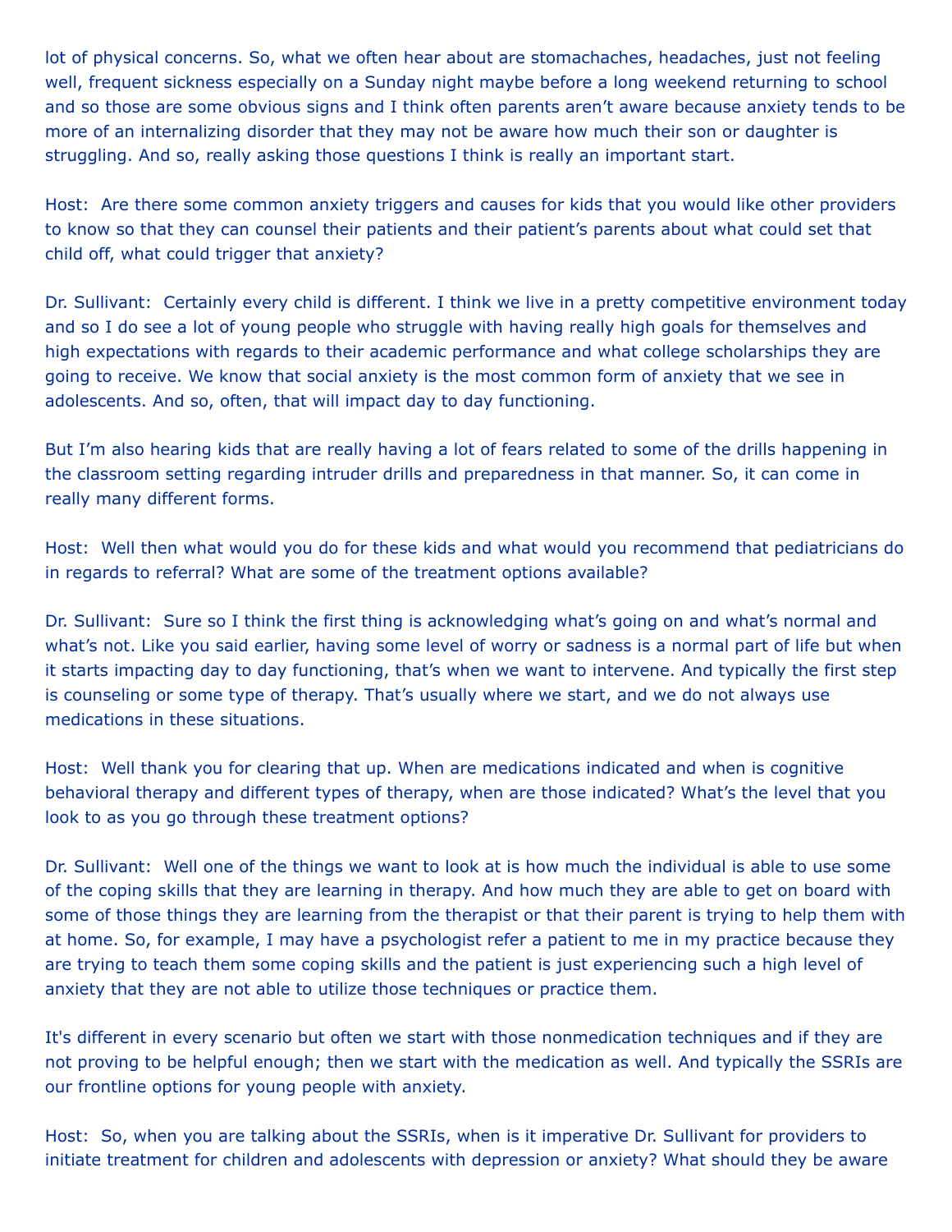lot of physical concerns. So, what we often hear about are stomachaches, headaches, just not feeling well, frequent sickness especially on a Sunday night maybe before a long weekend returning to school and so those are some obvious signs and I think often parents aren't aware because anxiety tends to be more of an internalizing disorder that they may not be aware how much their son or daughter is struggling. And so, really asking those questions I think is really an important start.

Host: Are there some common anxiety triggers and causes for kids that you would like other providers to know so that they can counsel their patients and their patient's parents about what could set that child off, what could trigger that anxiety?

Dr. Sullivant: Certainly every child is different. I think we live in a pretty competitive environment today and so I do see a lot of young people who struggle with having really high goals for themselves and high expectations with regards to their academic performance and what college scholarships they are going to receive. We know that social anxiety is the most common form of anxiety that we see in adolescents. And so, often, that will impact day to day functioning.

But I'm also hearing kids that are really having a lot of fears related to some of the drills happening in the classroom setting regarding intruder drills and preparedness in that manner. So, it can come in really many different forms.

Host: Well then what would you do for these kids and what would you recommend that pediatricians do in regards to referral? What are some of the treatment options available?

Dr. Sullivant: Sure so I think the first thing is acknowledging what's going on and what's normal and what's not. Like you said earlier, having some level of worry or sadness is a normal part of life but when it starts impacting day to day functioning, that's when we want to intervene. And typically the first step is counseling or some type of therapy. That's usually where we start, and we do not always use medications in these situations.

Host: Well thank you for clearing that up. When are medications indicated and when is cognitive behavioral therapy and different types of therapy, when are those indicated? What's the level that you look to as you go through these treatment options?

Dr. Sullivant: Well one of the things we want to look at is how much the individual is able to use some of the coping skills that they are learning in therapy. And how much they are able to get on board with some of those things they are learning from the therapist or that their parent is trying to help them with at home. So, for example, I may have a psychologist refer a patient to me in my practice because they are trying to teach them some coping skills and the patient is just experiencing such a high level of anxiety that they are not able to utilize those techniques or practice them.

It's different in every scenario but often we start with those nonmedication techniques and if they are not proving to be helpful enough; then we start with the medication as well. And typically the SSRIs are our frontline options for young people with anxiety.

Host: So, when you are talking about the SSRIs, when is it imperative Dr. Sullivant for providers to initiate treatment for children and adolescents with depression or anxiety? What should they be aware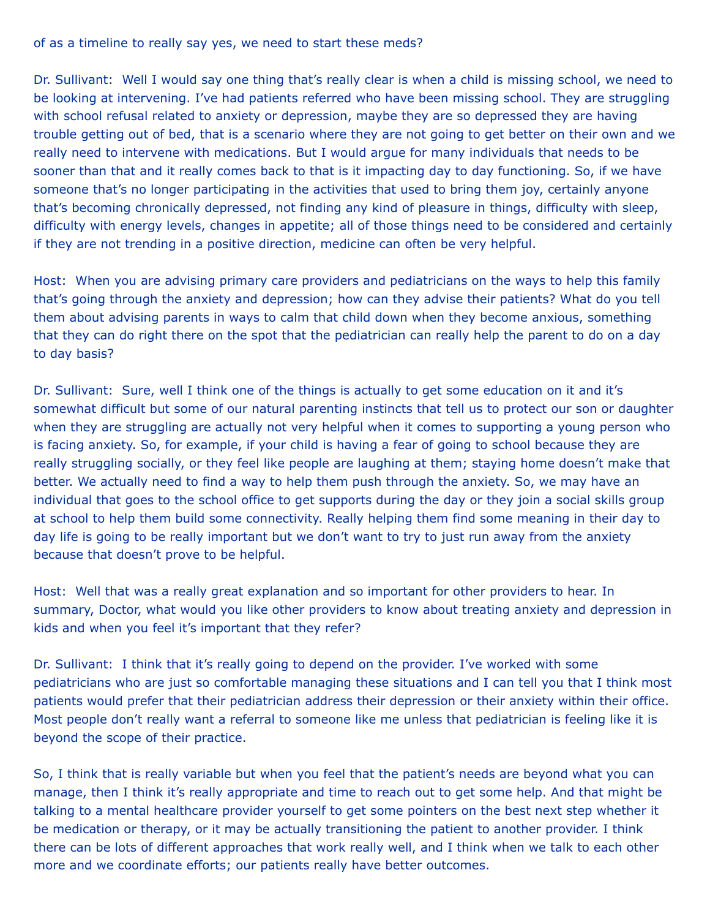of as a timeline to really say yes, we need to start these meds?

Dr. Sullivant: Well I would say one thing that's really clear is when a child is missing school, we need to be looking at intervening. I've had patients referred who have been missing school. They are struggling with school refusal related to anxiety or depression, maybe they are so depressed they are having trouble getting out of bed, that is a scenario where they are not going to get better on their own and we really need to intervene with medications. But I would argue for many individuals that needs to be sooner than that and it really comes back to that is it impacting day to day functioning. So, if we have someone that's no longer participating in the activities that used to bring them joy, certainly anyone that's becoming chronically depressed, not finding any kind of pleasure in things, difficulty with sleep, difficulty with energy levels, changes in appetite; all of those things need to be considered and certainly if they are not trending in a positive direction, medicine can often be very helpful.

Host: When you are advising primary care providers and pediatricians on the ways to help this family that's going through the anxiety and depression; how can they advise their patients? What do you tell them about advising parents in ways to calm that child down when they become anxious, something that they can do right there on the spot that the pediatrician can really help the parent to do on a day to day basis?

Dr. Sullivant: Sure, well I think one of the things is actually to get some education on it and it's somewhat difficult but some of our natural parenting instincts that tell us to protect our son or daughter when they are struggling are actually not very helpful when it comes to supporting a young person who is facing anxiety. So, for example, if your child is having a fear of going to school because they are really struggling socially, or they feel like people are laughing at them; staying home doesn't make that better. We actually need to find a way to help them push through the anxiety. So, we may have an individual that goes to the school office to get supports during the day or they join a social skills group at school to help them build some connectivity. Really helping them find some meaning in their day to day life is going to be really important but we don't want to try to just run away from the anxiety because that doesn't prove to be helpful.

Host: Well that was a really great explanation and so important for other providers to hear. In summary, Doctor, what would you like other providers to know about treating anxiety and depression in kids and when you feel it's important that they refer?

Dr. Sullivant: I think that it's really going to depend on the provider. I've worked with some pediatricians who are just so comfortable managing these situations and I can tell you that I think most patients would prefer that their pediatrician address their depression or their anxiety within their office. Most people don't really want a referral to someone like me unless that pediatrician is feeling like it is beyond the scope of their practice.

So, I think that is really variable but when you feel that the patient's needs are beyond what you can manage, then I think it's really appropriate and time to reach out to get some help. And that might be talking to a mental healthcare provider yourself to get some pointers on the best next step whether it be medication or therapy, or it may be actually transitioning the patient to another provider. I think there can be lots of different approaches that work really well, and I think when we talk to each other more and we coordinate efforts; our patients really have better outcomes.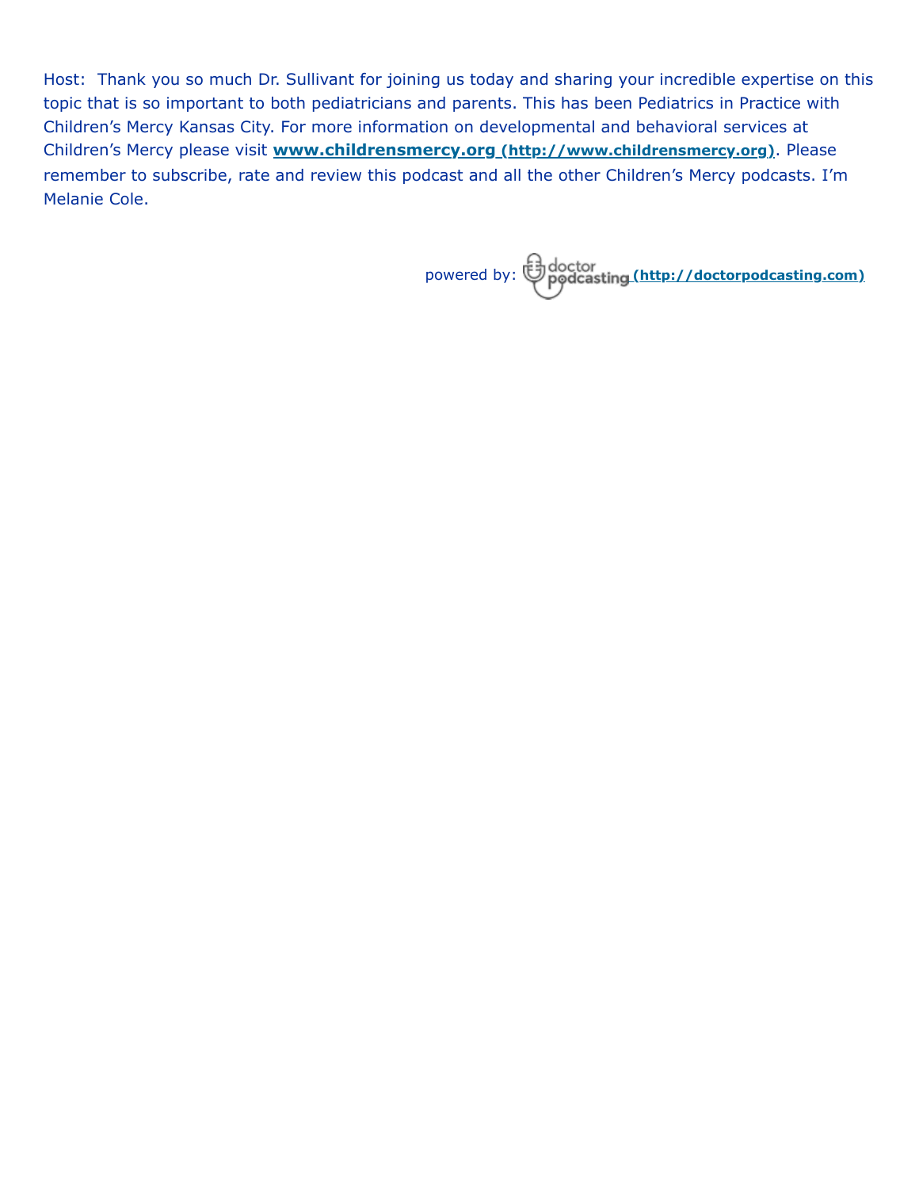Host: Thank you so much Dr. Sullivant for joining us today and sharing your incredible expertise on this topic that is so important to both pediatricians and parents. This has been Pediatrics in Practice with Children's Mercy Kansas City. For more information on developmental and behavioral services at Children's Mercy please visit **www.childrensmercy.org (http://www.childrensmercy.org)**. Please remember to subscribe, rate and review this podcast and all the other Children's Mercy podcasts. I'm Melanie Cole.

powered by: doctor podcasting **(http://doctorpodcasting.com)**